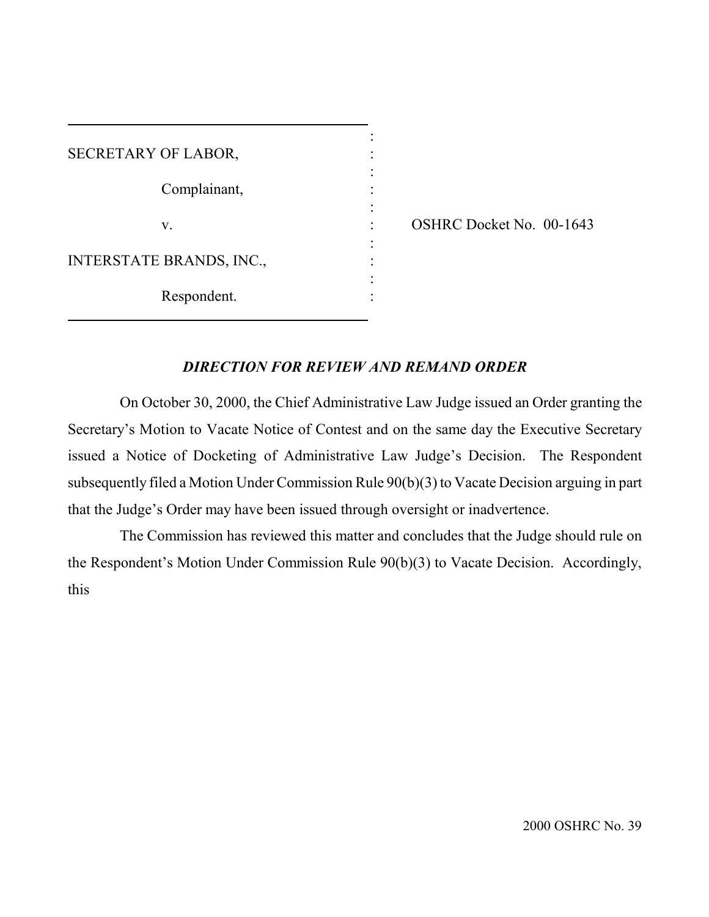| | | |
|---|---|---|
| SECRETARY OF LABOR, | : | |
| Complainant, | : | |
| v. | : | OSHRC Docket No. 00-1643 |
| INTERSTATE BRANDS, INC., | : | |
| Respondent. | : | |

## *DIRECTION FOR REVIEW AND REMAND ORDER*

On October 30, 2000, the Chief Administrative Law Judge issued an Order granting the Secretary's Motion to Vacate Notice of Contest and on the same day the Executive Secretary issued a Notice of Docketing of Administrative Law Judge's Decision. The Respondent subsequently filed a Motion Under Commission Rule 90(b)(3) to Vacate Decision arguing in part that the Judge's Order may have been issued through oversight or inadvertence.

The Commission has reviewed this matter and concludes that the Judge should rule on the Respondent's Motion Under Commission Rule 90(b)(3) to Vacate Decision. Accordingly, this

2000 OSHRC No. 39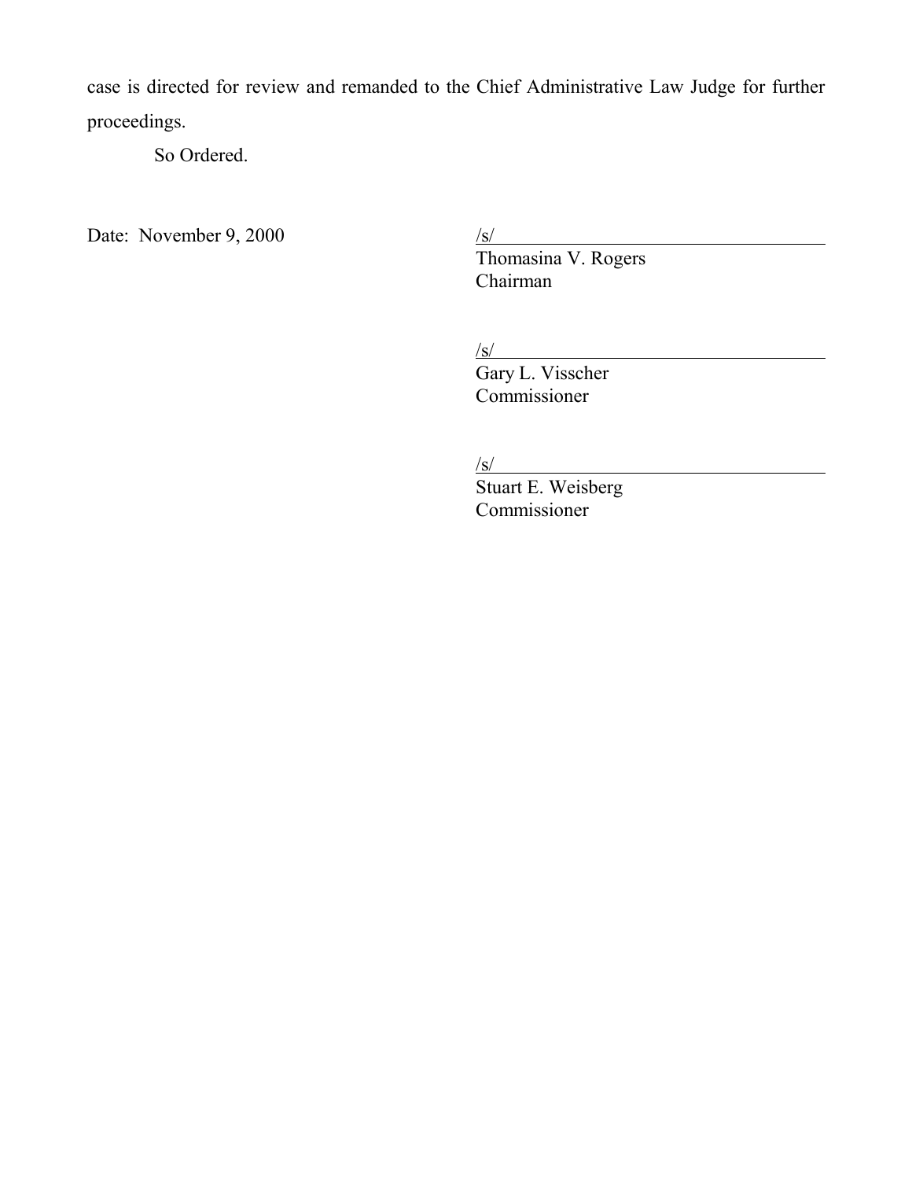case is directed for review and remanded to the Chief Administrative Law Judge for further proceedings.

So Ordered.

Date: November 9, 2000

/s/
Thomasina V. Rogers
Chairman

/s/
Gary L. Visscher
Commissioner

/s/
Stuart E. Weisberg
Commissioner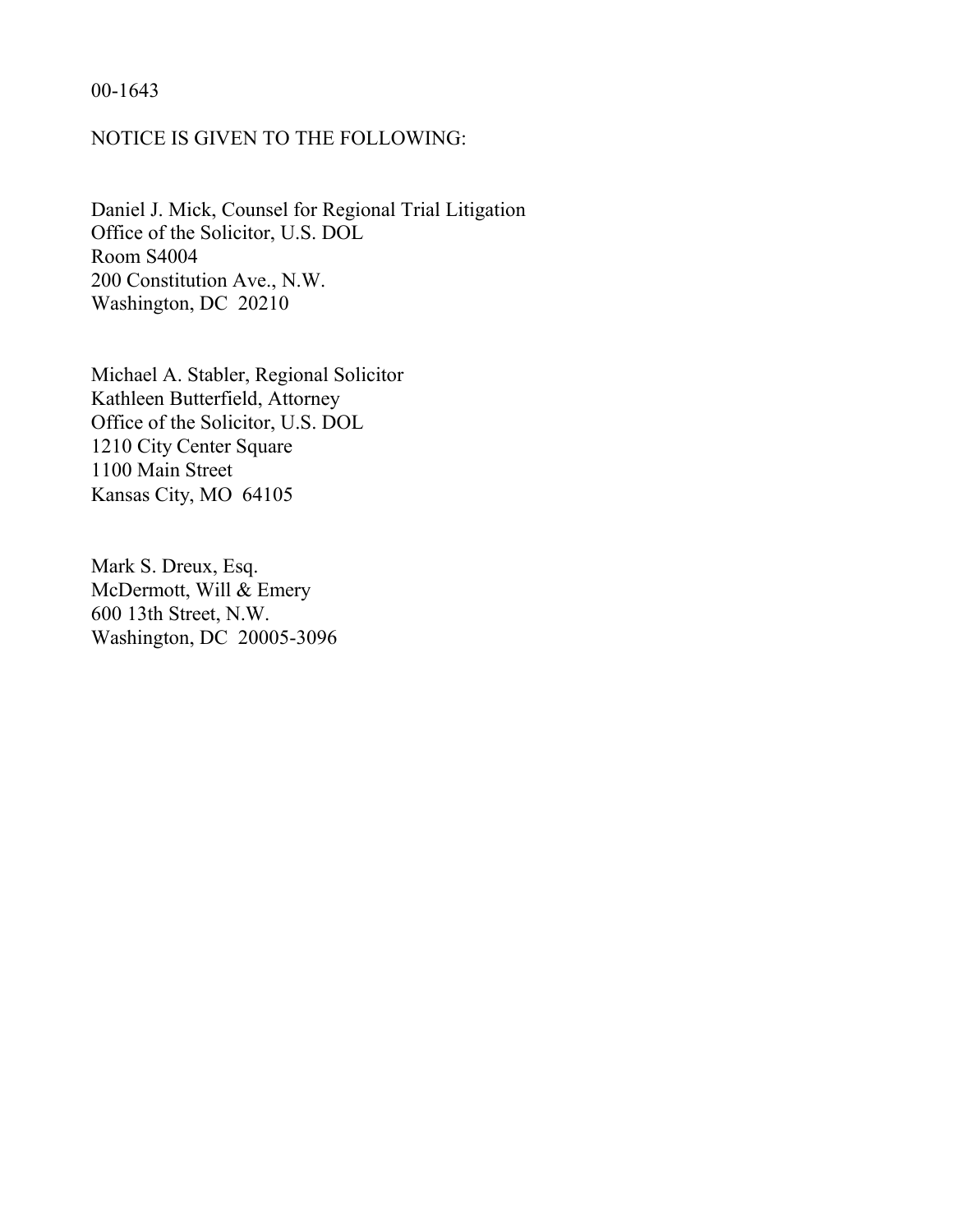00-1643

NOTICE IS GIVEN TO THE FOLLOWING:

Daniel J. Mick, Counsel for Regional Trial Litigation
Office of the Solicitor, U.S. DOL
Room S4004
200 Constitution Ave., N.W.
Washington, DC 20210

Michael A. Stabler, Regional Solicitor
Kathleen Butterfield, Attorney
Office of the Solicitor, U.S. DOL
1210 City Center Square
1100 Main Street
Kansas City, MO 64105

Mark S. Dreux, Esq.
McDermott, Will & Emery
600 13th Street, N.W.
Washington, DC 20005-3096